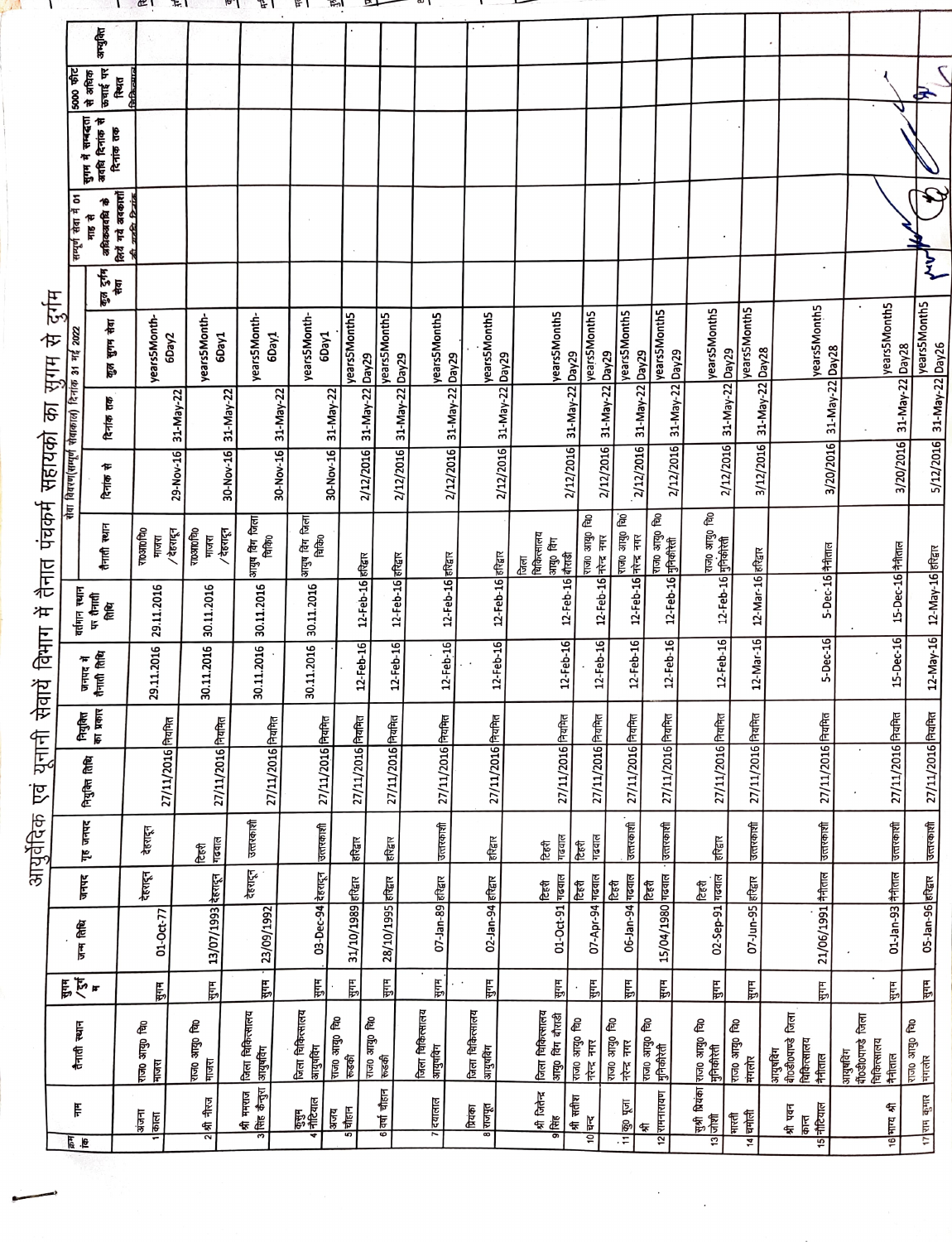# आयुर्वेदिक एवं यूनानी सेवायें विभाग में तैनात पंचकर्म सहायकों का सुगम से दुर्गम

| क्रम सं० | नाम | तैनाती स्थान | सुगम /दुर्गम | जन्म तिथि | जनपद | गृह जनपद | नियुक्ति तिथि | नियुक्ति का प्रकार | जनपद में तैनाती तिथि | वर्तमान स्थान पर तैनाती तिथि | सेवा विवरण(सम्पूर्ण सेवाकाल) दिनांक 31 मई 2022 — तैनाती स्थान | दिनांक से | दिनांक तक | कुल सुगम सेवा | कुल दुर्गम सेवा | सम्पूर्ण सेवा में 01 माह से अधिकअवधि के लिये गये अवकाशों की अवधि दिनांक | सुगम में सम्बद्धता अवधि दिनांक से दिनांक तक | 5000 फीट से अधिक ऊंचाई पर स्थित चिकित्सालय | अभ्युक्ति |
|---|---|---|---|---|---|---|---|---|---|---|---|---|---|---|---|---|---|---|---|
| 1 | अंजना काला | राज० आयु० चि० माजरा | सुगम | 01-Oct-77 | देहरादून | देहरादून | 27/11/2016 | नियमित | 29.11.2016 | 29.11.2016 | रा०आयु०चि० माजरा /देहरादून | 29-Nov-16 | 31-May-22 | years5Month-6Day2 | | | | | |
| 2 | श्री नीरज | राज० आयु० चि० माजरा | सुगम | 13/07/1993 | देहरादून | टिहरी गढ़वाल | 27/11/2016 | नियमित | 30.11.2016 | 30.11.2016 | रा०आयु०चि० माजरा /देहरादून | 30-Nov-16 | 31-May-22 | years5Month-6Day1 | | | | | |
| 3 | श्री मनराज सिंह कैन्तुरा | जिला चिकित्सालय आयुर्विंग | सुगम | 23/09/1992 | देहरादून | उत्तरकाशी | 27/11/2016 | नियमित | 30.11.2016 | 30.11.2016 | आयुष विंग जिला चिकि० | 30-Nov-16 | 31-May-22 | years5Month-6Day1 | | | | | |
| 4 | कुसुम नौटियाल | जिला चिकित्सालय आयुर्विंग | सुगम | 03-Dec-94 | देहरादून | उत्तरकाशी | 27/11/2016 | नियमित | 30.11.2016 | 30.11.2016 | आयुष विंग जिला चिकि० | 30-Nov-16 | 31-May-22 | years5Month-6Day1 | | | | | |
| 5 | अजय चौहान | राज० आयु० चि० रूड़की | सुगम | 31/10/1989 | हरिद्वार | हरिद्वार | 27/11/2016 | नियमित | 12-Feb-16 | 12-Feb-16 | हरिद्वार | 2/12/2016 | 31-May-22 | years5Month5 Day29 | | | | | |
| 6 | वर्षा चौहान | राज० आयु० चि० रूड़की | सुगम | 28/10/1995 | हरिद्वार | हरिद्वार | 27/11/2016 | नियमित | 12-Feb-16 | 12-Feb-16 | हरिद्वार | 2/12/2016 | 31-May-22 | years5Month5 Day29 | | | | | |
| 7 | दयालाल | जिला चिकित्सालय आयुर्विंग | सुगम | 07-Jan-89 | हरिद्वार | उत्तरकाशी | 27/11/2016 | नियमित | 12-Feb-16 | 12-Feb-16 | हरिद्वार | 2/12/2016 | 31-May-22 | years5Month5 Day29 | | | | | |
| 8 | प्रियका रजपूत | जिला चिकित्सालय आयुर्विंग | सुगम | 02-Jan-94 | हरिद्वार | हरिद्वार | 27/11/2016 | नियमित | 12-Feb-16 | 12-Feb-16 | हरिद्वार | 2/12/2016 | 31-May-22 | years5Month5 Day29 | | | | | |
| 9 | श्री जितेन्द्र सिंह | जिला चिकित्सालय आयुष विंग बौराडी | सुगम | 01-Oct-91 | टिहरी गढ़वाल | टिहरी गढ़वाल | 27/11/2016 | नियमित | 12-Feb-16 | 12-Feb-16 | जिला चिकित्सालय आयुष विंग बौराडी | 2/12/2016 | 31-May-22 | years5Month5 Day29 | | | | | |
| 10 | श्री सतीश चन्द | राज० आयु० चि० नरेन्द्र नगर | सुगम | 07-Apr-94 | टिहरी गढ़वाल | टिहरी गढ़वाल | 27/11/2016 | नियमित | 12-Feb-16 | 12-Feb-16 | राज० आयु० चि० नरेन्द्र नगर | 2/12/2016 | 31-May-22 | years5Month5 Day29 | | | | | |
| 11 | कु० पूजा | राज० आयु० चि० नरेन्द्र नगर | सुगम | 06-Jan-94 | टिहरी गढ़वाल | उत्तरकाशी | 27/11/2016 | नियमित | 12-Feb-16 | 12-Feb-16 | राज० आयु० चि० नरेन्द्र नगर | 2/12/2016 | 31-May-22 | years5Month5 Day29 | | | | | |
| 12 | श्री रामनारायण | राज० आयु० चि० मुनिकीरेती | सुगम | 15/04/1980 | टिहरी गढ़वाल | उत्तरकाशी | 27/11/2016 | नियमित | 12-Feb-16 | 12-Feb-16 | राज० आयु० चि० मुनिकीरेती | 2/12/2016 | 31-May-22 | years5Month5 Day29 | | | | | |
| 13 | सुश्री प्रियंका जोशी | राज० आयु० चि० मुनिकीरेती | सुगम | 02-Sep-91 | टिहरी गढ़वाल | हरिद्वार | 27/11/2016 | नियमित | 12-Feb-16 | 12-Feb-16 | राज० आयु० चि० मुनिकीरेती | 2/12/2016 | 31-May-22 | years5Month5 Day29 | | | | | |
| 14 | भारती चमोली | राज० आयु० चि० मंगलौर | सुगम | 07-Jun-95 | हरिद्वार | उत्तरकाशी | 27/11/2016 | नियमित | 12-Mar-16 | 12-Mar-16 | हरिद्वार | 3/12/2016 | 31-May-22 | years5Month5 Day28 | | | | | |
| 15 | श्री पवन कान्त नौटियाल | आयुर्विंग बी०डी०पाण्डे जिला चिकित्सालय नैनीताल | सुगम | 21/06/1991 | नैनीताल | उत्तरकाशी | 27/11/2016 | नियमित | 5-Dec-16 | 5-Dec-16 | नैनीताल | 3/20/2016 | 31-May-22 | years5Month5 Day28 | | | | | |
| 16 | मायाभाय श्री | आयुर्विंग बी०डी०पाण्डे जिला चिकित्सालय नैनीताल | सुगम | 01-Jan-93 | नैनीताल | उत्तरकाशी | 27/11/2016 | नियमित | 15-Dec-16 | 15-Dec-16 | नैनीताल | 3/20/2016 | 31-May-22 | years5Month5 Day28 | | | | | |
| 17 | राम कुमार | राज० आयु० चि० मंगलौर | सुगम | 05-Jan-96 | हरिद्वार | उत्तरकाशी | 27/11/2016 | नियमित | 12-May-16 | 12-May-16 | हरिद्वार | 5/12/2016 | 31-May-22 | years5Month5 Day26 | | | | | |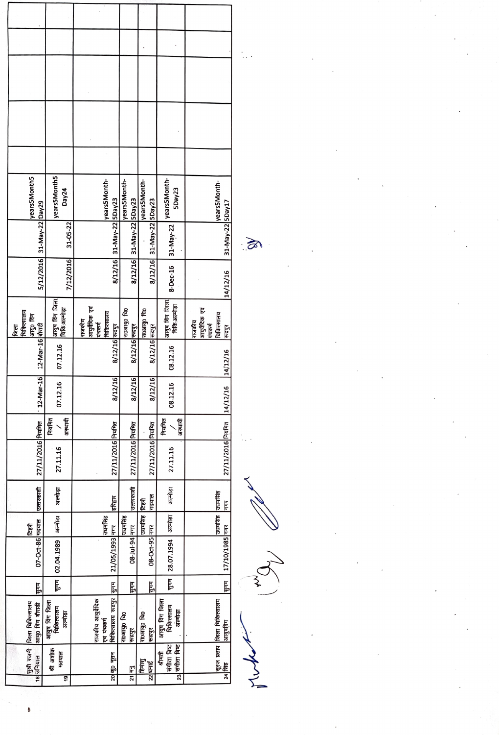| | | | | | | | | | | | | | | | | | | | |
|---|---|---|---|---|---|---|---|---|---|---|---|---|---|---|---|---|---|---|---|
| 18 | सुश्री रजनी उनियाल | जिला चिकित्सालय आयु0 विंग बौराड़ी | सुगम | 07-Oct-86 | टिहरी गढ़वाल | उत्तरकाशी | 27/11/2016 | नियमित | 12-Mar-16 | 12-Mar-16 | जिला चिकित्सालय आयु0 विंग बौराड़ी | 5/12/2016 | 31-May-22 | years5Month5 Day29 | | | | | |
| 19 | श्री अशोक मठपाल | आयुष विंग जिला चिकित्सालय अल्मोड़ा | सुगम | 02.04.1989 | अल्मोड़ा | अल्मोड़ा | 27.11.16 | नियमित / अस्थायी | 07.12.16 | 07.12.16 | आयुष विंग जिला चिकि.अल्मोड़ा | 7/12/2016 | 31-05-22 | years5Month5 Day24 | | | | | |
| 20 | कु0 नूतन | राजकीय आयुर्वेदिक एवं पंचकर्म चिकित्सालय रूद्रपुर | सुगम | 21/05/1993 | उधमसिंह नगर | हरिद्वार | 27/11/2016 | नियमित | 8/12/16 | 8/12/16 | राजकीय आयुर्वेदिक एवं पंचकर्म चिकित्सालय रूद्रपुर | 8/12/16 | 31-May-22 | years5Month-5Day23 | | | | | |
| 21 | मनु | रा0आयु0 चि0 रूद्रपुर | सुगम | 08-Jul-94 | उधमसिंह नगर | उत्तरकाशी | 27/11/2016 | नियमित | 8/12/16 | 8/12/16 | रा0आयु0 चि0 रूद्रपुर | 8/12/16 | 31-May-22 | years5Month-5Day23 | | | | | |
| 22 | हिमांशु धनाई | रा0आयु0 चि0 रूद्रपुर | सुगम | 08-Oct-95 | उधमसिंह नगर | टिहरी गढ़वाल | 27/11/2016 | नियमित | 8/12/16 | 8/12/16 | रा0आयु0 चि0 रूद्रपुर | 8/12/16 | 31-May-22 | years5Month-5Day23 | | | | | |
| 23 | श्रीमती संगीता बिष्ट संगीता बिष्ट | आयुष विंग जिला चिकित्सालय अल्मोड़ा | सुगम | 28.07.1994 | अल्मोड़ा | अल्मोड़ा | 27.11.16 | नियमित / अस्थायी | 08.12.16 | 08.12.16 | आयुष विंग जिला चिकि.अल्मोड़ा | 8-Dec-16 | 31-May-22 | years5Month-5Day23 | | | | | |
| 24 | सूरज प्रताप सिंह | जिला चिकित्सालय आयुष्विंग | सुगम | 17/10/1985 | उधमसिंह नगर | उधमसिंह नगर | 27/11/2016 | नियमित | 14/12/16 | 14/12/16 | राजकीय आयुर्वेदिक एवं पंचकर्म चिकित्सालय रूद्रपुर | 14/12/16 | 31-May-22 | years5Month-5Day17 | | | | | |